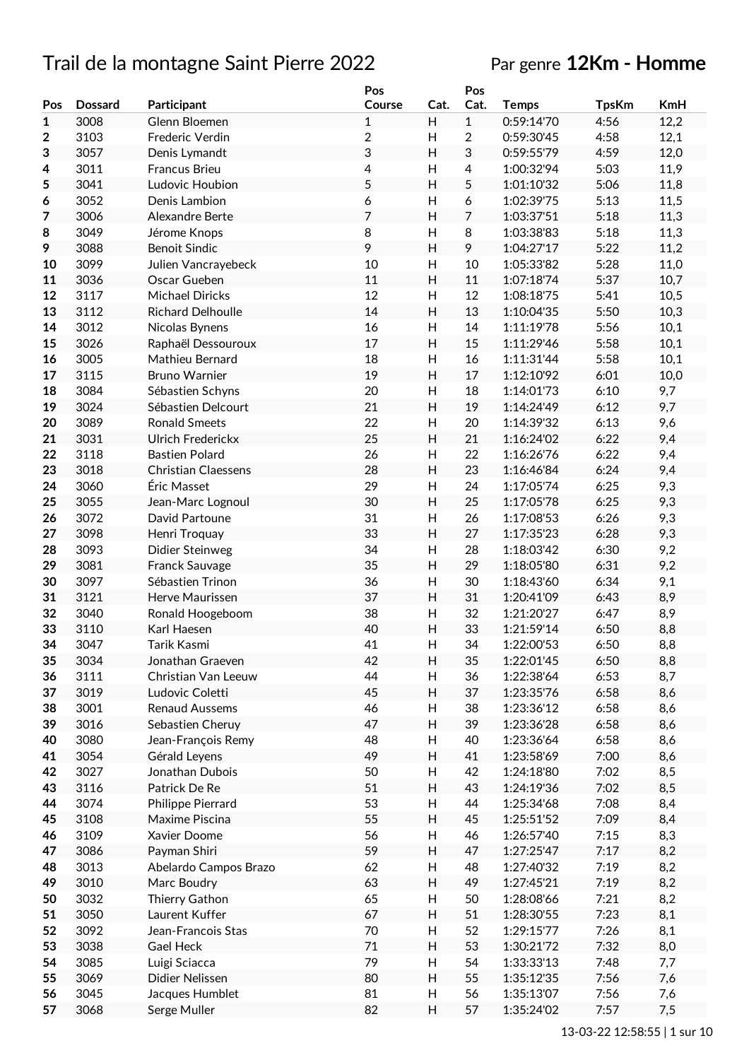# Trail de la montagne Saint Pierre 2022

Par genre **12Km - Homme**

| Pos | Dossard | Participant | Pos Course | Cat. | Pos Cat. | Temps | TpsKm | KmH |
|---|---|---|---|---|---|---|---|---|
| **1** | 3008 | Glenn Bloemen | 1 | H | 1 | 0:59:14'70 | 4:56 | 12,2 |
| **2** | 3103 | Frederic Verdin | 2 | H | 2 | 0:59:30'45 | 4:58 | 12,1 |
| **3** | 3057 | Denis Lymandt | 3 | H | 3 | 0:59:55'79 | 4:59 | 12,0 |
| **4** | 3011 | Francus Brieu | 4 | H | 4 | 1:00:32'94 | 5:03 | 11,9 |
| **5** | 3041 | Ludovic Houbion | 5 | H | 5 | 1:01:10'32 | 5:06 | 11,8 |
| **6** | 3052 | Denis Lambion | 6 | H | 6 | 1:02:39'75 | 5:13 | 11,5 |
| **7** | 3006 | Alexandre Berte | 7 | H | 7 | 1:03:37'51 | 5:18 | 11,3 |
| **8** | 3049 | Jérome Knops | 8 | H | 8 | 1:03:38'83 | 5:18 | 11,3 |
| **9** | 3088 | Benoit Sindic | 9 | H | 9 | 1:04:27'17 | 5:22 | 11,2 |
| **10** | 3099 | Julien Vancrayebeck | 10 | H | 10 | 1:05:33'82 | 5:28 | 11,0 |
| **11** | 3036 | Oscar Gueben | 11 | H | 11 | 1:07:18'74 | 5:37 | 10,7 |
| **12** | 3117 | Michael Diricks | 12 | H | 12 | 1:08:18'75 | 5:41 | 10,5 |
| **13** | 3112 | Richard Delhoulle | 14 | H | 13 | 1:10:04'35 | 5:50 | 10,3 |
| **14** | 3012 | Nicolas Bynens | 16 | H | 14 | 1:11:19'78 | 5:56 | 10,1 |
| **15** | 3026 | Raphaël Dessouroux | 17 | H | 15 | 1:11:29'46 | 5:58 | 10,1 |
| **16** | 3005 | Mathieu Bernard | 18 | H | 16 | 1:11:31'44 | 5:58 | 10,1 |
| **17** | 3115 | Bruno Warnier | 19 | H | 17 | 1:12:10'92 | 6:01 | 10,0 |
| **18** | 3084 | Sébastien Schyns | 20 | H | 18 | 1:14:01'73 | 6:10 | 9,7 |
| **19** | 3024 | Sébastien Delcourt | 21 | H | 19 | 1:14:24'49 | 6:12 | 9,7 |
| **20** | 3089 | Ronald Smeets | 22 | H | 20 | 1:14:39'32 | 6:13 | 9,6 |
| **21** | 3031 | Ulrich Frederickx | 25 | H | 21 | 1:16:24'02 | 6:22 | 9,4 |
| **22** | 3118 | Bastien Polard | 26 | H | 22 | 1:16:26'76 | 6:22 | 9,4 |
| **23** | 3018 | Christian Claessens | 28 | H | 23 | 1:16:46'84 | 6:24 | 9,4 |
| **24** | 3060 | Éric Masset | 29 | H | 24 | 1:17:05'74 | 6:25 | 9,3 |
| **25** | 3055 | Jean-Marc Lognoul | 30 | H | 25 | 1:17:05'78 | 6:25 | 9,3 |
| **26** | 3072 | David Partoune | 31 | H | 26 | 1:17:08'53 | 6:26 | 9,3 |
| **27** | 3098 | Henri Troquay | 33 | H | 27 | 1:17:35'23 | 6:28 | 9,3 |
| **28** | 3093 | Didier Steinweg | 34 | H | 28 | 1:18:03'42 | 6:30 | 9,2 |
| **29** | 3081 | Franck Sauvage | 35 | H | 29 | 1:18:05'80 | 6:31 | 9,2 |
| **30** | 3097 | Sébastien Trinon | 36 | H | 30 | 1:18:43'60 | 6:34 | 9,1 |
| **31** | 3121 | Herve Maurissen | 37 | H | 31 | 1:20:41'09 | 6:43 | 8,9 |
| **32** | 3040 | Ronald Hoogeboom | 38 | H | 32 | 1:21:20'27 | 6:47 | 8,9 |
| **33** | 3110 | Karl Haesen | 40 | H | 33 | 1:21:59'14 | 6:50 | 8,8 |
| **34** | 3047 | Tarik Kasmi | 41 | H | 34 | 1:22:00'53 | 6:50 | 8,8 |
| **35** | 3034 | Jonathan Graeven | 42 | H | 35 | 1:22:01'45 | 6:50 | 8,8 |
| **36** | 3111 | Christian Van Leeuw | 44 | H | 36 | 1:22:38'64 | 6:53 | 8,7 |
| **37** | 3019 | Ludovic Coletti | 45 | H | 37 | 1:23:35'76 | 6:58 | 8,6 |
| **38** | 3001 | Renaud Aussems | 46 | H | 38 | 1:23:36'12 | 6:58 | 8,6 |
| **39** | 3016 | Sebastien Cheruy | 47 | H | 39 | 1:23:36'28 | 6:58 | 8,6 |
| **40** | 3080 | Jean-François Remy | 48 | H | 40 | 1:23:36'64 | 6:58 | 8,6 |
| **41** | 3054 | Gérald Leyens | 49 | H | 41 | 1:23:58'69 | 7:00 | 8,6 |
| **42** | 3027 | Jonathan Dubois | 50 | H | 42 | 1:24:18'80 | 7:02 | 8,5 |
| **43** | 3116 | Patrick De Re | 51 | H | 43 | 1:24:19'36 | 7:02 | 8,5 |
| **44** | 3074 | Philippe Pierrard | 53 | H | 44 | 1:25:34'68 | 7:08 | 8,4 |
| **45** | 3108 | Maxime Piscina | 55 | H | 45 | 1:25:51'52 | 7:09 | 8,4 |
| **46** | 3109 | Xavier Doome | 56 | H | 46 | 1:26:57'40 | 7:15 | 8,3 |
| **47** | 3086 | Payman Shiri | 59 | H | 47 | 1:27:25'47 | 7:17 | 8,2 |
| **48** | 3013 | Abelardo Campos Brazo | 62 | H | 48 | 1:27:40'32 | 7:19 | 8,2 |
| **49** | 3010 | Marc Boudry | 63 | H | 49 | 1:27:45'21 | 7:19 | 8,2 |
| **50** | 3032 | Thierry Gathon | 65 | H | 50 | 1:28:08'66 | 7:21 | 8,2 |
| **51** | 3050 | Laurent Kuffer | 67 | H | 51 | 1:28:30'55 | 7:23 | 8,1 |
| **52** | 3092 | Jean-Francois Stas | 70 | H | 52 | 1:29:15'77 | 7:26 | 8,1 |
| **53** | 3038 | Gael Heck | 71 | H | 53 | 1:30:21'72 | 7:32 | 8,0 |
| **54** | 3085 | Luigi Sciacca | 79 | H | 54 | 1:33:33'13 | 7:48 | 7,7 |
| **55** | 3069 | Didier Nelissen | 80 | H | 55 | 1:35:12'35 | 7:56 | 7,6 |
| **56** | 3045 | Jacques Humblet | 81 | H | 56 | 1:35:13'07 | 7:56 | 7,6 |
| **57** | 3068 | Serge Muller | 82 | H | 57 | 1:35:24'02 | 7:57 | 7,5 |

13-03-22 12:58:55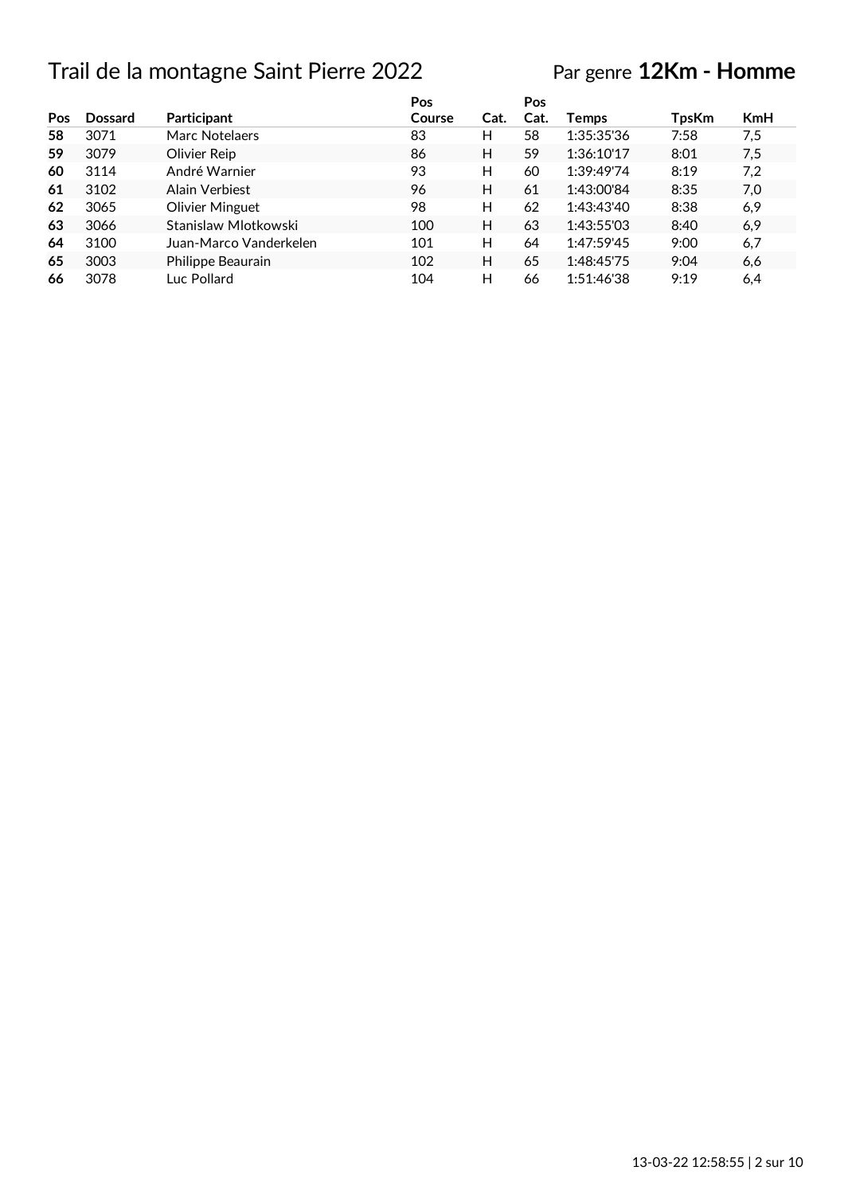# Trail de la montagne Saint Pierre 2022

Par genre **12Km - Homme**

| Pos | Dossard | Participant | Pos Course | Cat. | Pos Cat. | Temps | TpsKm | KmH |
|---|---|---|---|---|---|---|---|---|
| **58** | 3071 | Marc Notelaers | 83 | H | 58 | 1:35:35'36 | 7:58 | 7,5 |
| **59** | 3079 | Olivier Reip | 86 | H | 59 | 1:36:10'17 | 8:01 | 7,5 |
| **60** | 3114 | André Warnier | 93 | H | 60 | 1:39:49'74 | 8:19 | 7,2 |
| **61** | 3102 | Alain Verbiest | 96 | H | 61 | 1:43:00'84 | 8:35 | 7,0 |
| **62** | 3065 | Olivier Minguet | 98 | H | 62 | 1:43:43'40 | 8:38 | 6,9 |
| **63** | 3066 | Stanislaw Mlotkowski | 100 | H | 63 | 1:43:55'03 | 8:40 | 6,9 |
| **64** | 3100 | Juan-Marco Vanderkelen | 101 | H | 64 | 1:47:59'45 | 9:00 | 6,7 |
| **65** | 3003 | Philippe Beaurain | 102 | H | 65 | 1:48:45'75 | 9:04 | 6,6 |
| **66** | 3078 | Luc Pollard | 104 | H | 66 | 1:51:46'38 | 9:19 | 6,4 |

13-03-22 12:58:55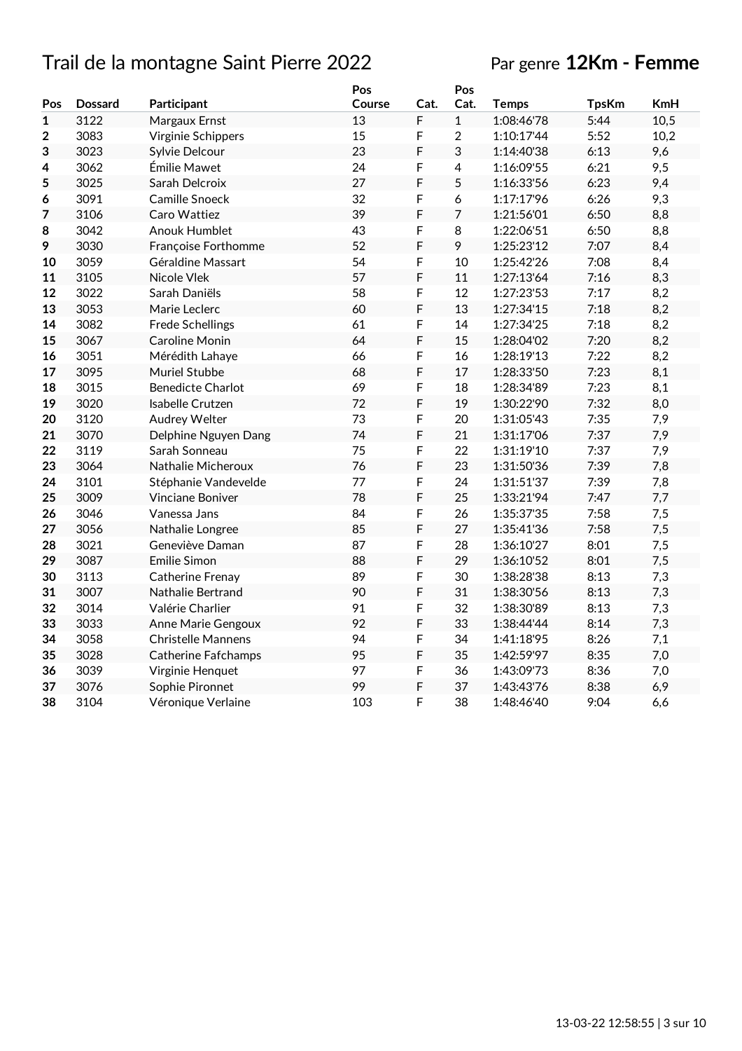# Trail de la montagne Saint Pierre 2022

Par genre **12Km - Femme**

| Pos | Dossard | Participant | Pos Course | Cat. | Pos Cat. | Temps | TpsKm | KmH |
|---|---|---|---|---|---|---|---|---|
| **1** | 3122 | Margaux Ernst | 13 | F | 1 | 1:08:46'78 | 5:44 | 10,5 |
| **2** | 3083 | Virginie Schippers | 15 | F | 2 | 1:10:17'44 | 5:52 | 10,2 |
| **3** | 3023 | Sylvie Delcour | 23 | F | 3 | 1:14:40'38 | 6:13 | 9,6 |
| **4** | 3062 | Émilie Mawet | 24 | F | 4 | 1:16:09'55 | 6:21 | 9,5 |
| **5** | 3025 | Sarah Delcroix | 27 | F | 5 | 1:16:33'56 | 6:23 | 9,4 |
| **6** | 3091 | Camille Snoeck | 32 | F | 6 | 1:17:17'96 | 6:26 | 9,3 |
| **7** | 3106 | Caro Wattiez | 39 | F | 7 | 1:21:56'01 | 6:50 | 8,8 |
| **8** | 3042 | Anouk Humblet | 43 | F | 8 | 1:22:06'51 | 6:50 | 8,8 |
| **9** | 3030 | Françoise Forthomme | 52 | F | 9 | 1:25:23'12 | 7:07 | 8,4 |
| **10** | 3059 | Géraldine Massart | 54 | F | 10 | 1:25:42'26 | 7:08 | 8,4 |
| **11** | 3105 | Nicole Vlek | 57 | F | 11 | 1:27:13'64 | 7:16 | 8,3 |
| **12** | 3022 | Sarah Daniëls | 58 | F | 12 | 1:27:23'53 | 7:17 | 8,2 |
| **13** | 3053 | Marie Leclerc | 60 | F | 13 | 1:27:34'15 | 7:18 | 8,2 |
| **14** | 3082 | Frede Schellings | 61 | F | 14 | 1:27:34'25 | 7:18 | 8,2 |
| **15** | 3067 | Caroline Monin | 64 | F | 15 | 1:28:04'02 | 7:20 | 8,2 |
| **16** | 3051 | Mérédith Lahaye | 66 | F | 16 | 1:28:19'13 | 7:22 | 8,2 |
| **17** | 3095 | Muriel Stubbe | 68 | F | 17 | 1:28:33'50 | 7:23 | 8,1 |
| **18** | 3015 | Benedicte Charlot | 69 | F | 18 | 1:28:34'89 | 7:23 | 8,1 |
| **19** | 3020 | Isabelle Crutzen | 72 | F | 19 | 1:30:22'90 | 7:32 | 8,0 |
| **20** | 3120 | Audrey Welter | 73 | F | 20 | 1:31:05'43 | 7:35 | 7,9 |
| **21** | 3070 | Delphine Nguyen Dang | 74 | F | 21 | 1:31:17'06 | 7:37 | 7,9 |
| **22** | 3119 | Sarah Sonneau | 75 | F | 22 | 1:31:19'10 | 7:37 | 7,9 |
| **23** | 3064 | Nathalie Micheroux | 76 | F | 23 | 1:31:50'36 | 7:39 | 7,8 |
| **24** | 3101 | Stéphanie Vandevelde | 77 | F | 24 | 1:31:51'37 | 7:39 | 7,8 |
| **25** | 3009 | Vinciane Boniver | 78 | F | 25 | 1:33:21'94 | 7:47 | 7,7 |
| **26** | 3046 | Vanessa Jans | 84 | F | 26 | 1:35:37'35 | 7:58 | 7,5 |
| **27** | 3056 | Nathalie Longree | 85 | F | 27 | 1:35:41'36 | 7:58 | 7,5 |
| **28** | 3021 | Geneviève Daman | 87 | F | 28 | 1:36:10'27 | 8:01 | 7,5 |
| **29** | 3087 | Emilie Simon | 88 | F | 29 | 1:36:10'52 | 8:01 | 7,5 |
| **30** | 3113 | Catherine Frenay | 89 | F | 30 | 1:38:28'38 | 8:13 | 7,3 |
| **31** | 3007 | Nathalie Bertrand | 90 | F | 31 | 1:38:30'56 | 8:13 | 7,3 |
| **32** | 3014 | Valérie Charlier | 91 | F | 32 | 1:38:30'89 | 8:13 | 7,3 |
| **33** | 3033 | Anne Marie Gengoux | 92 | F | 33 | 1:38:44'44 | 8:14 | 7,3 |
| **34** | 3058 | Christelle Mannens | 94 | F | 34 | 1:41:18'95 | 8:26 | 7,1 |
| **35** | 3028 | Catherine Fafchamps | 95 | F | 35 | 1:42:59'97 | 8:35 | 7,0 |
| **36** | 3039 | Virginie Henquet | 97 | F | 36 | 1:43:09'73 | 8:36 | 7,0 |
| **37** | 3076 | Sophie Pironnet | 99 | F | 37 | 1:43:43'76 | 8:38 | 6,9 |
| **38** | 3104 | Véronique Verlaine | 103 | F | 38 | 1:48:46'40 | 9:04 | 6,6 |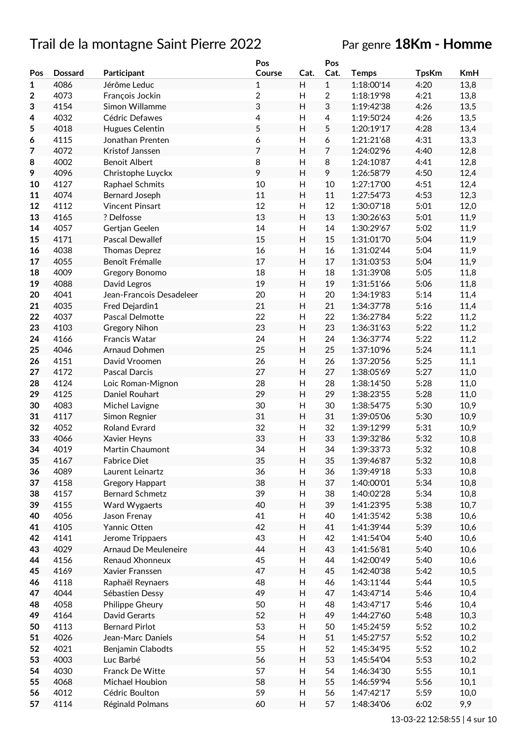# Trail de la montagne Saint Pierre 2022

Par genre **18Km - Homme**

| Pos | Dossard | Participant | Pos Course | Cat. | Pos Cat. | Temps | TpsKm | KmH |
|---|---|---|---|---|---|---|---|---|
| **1** | 4086 | Jérôme Leduc | 1 | H | 1 | 1:18:00'14 | 4:20 | 13,8 |
| **2** | 4073 | François Jockin | 2 | H | 2 | 1:18:19'98 | 4:21 | 13,8 |
| **3** | 4154 | Simon Willamme | 3 | H | 3 | 1:19:42'38 | 4:26 | 13,5 |
| **4** | 4032 | Cédric Defawes | 4 | H | 4 | 1:19:50'24 | 4:26 | 13,5 |
| **5** | 4018 | Hugues Celentin | 5 | H | 5 | 1:20:19'17 | 4:28 | 13,4 |
| **6** | 4115 | Jonathan Prenten | 6 | H | 6 | 1:21:21'68 | 4:31 | 13,3 |
| **7** | 4072 | Kristof Janssen | 7 | H | 7 | 1:24:02'96 | 4:40 | 12,8 |
| **8** | 4002 | Benoit Albert | 8 | H | 8 | 1:24:10'87 | 4:41 | 12,8 |
| **9** | 4096 | Christophe Luyckx | 9 | H | 9 | 1:26:58'79 | 4:50 | 12,4 |
| **10** | 4127 | Raphael Schmits | 10 | H | 10 | 1:27:17'00 | 4:51 | 12,4 |
| **11** | 4074 | Bernard Joseph | 11 | H | 11 | 1:27:54'73 | 4:53 | 12,3 |
| **12** | 4112 | Vincent Pinsart | 12 | H | 12 | 1:30:07'18 | 5:01 | 12,0 |
| **13** | 4165 | ? Delfosse | 13 | H | 13 | 1:30:26'63 | 5:01 | 11,9 |
| **14** | 4057 | Gertjan Geelen | 14 | H | 14 | 1:30:29'67 | 5:02 | 11,9 |
| **15** | 4171 | Pascal Dewallef | 15 | H | 15 | 1:31:01'70 | 5:04 | 11,9 |
| **16** | 4038 | Thomas Deprez | 16 | H | 16 | 1:31:02'44 | 5:04 | 11,9 |
| **17** | 4055 | Benoît Frémalle | 17 | H | 17 | 1:31:03'53 | 5:04 | 11,9 |
| **18** | 4009 | Gregory Bonomo | 18 | H | 18 | 1:31:39'08 | 5:05 | 11,8 |
| **19** | 4088 | David Legros | 19 | H | 19 | 1:31:51'66 | 5:06 | 11,8 |
| **20** | 4041 | Jean-Francois Desadeleer | 20 | H | 20 | 1:34:19'83 | 5:14 | 11,4 |
| **21** | 4035 | Fred Dejardin1 | 21 | H | 21 | 1:34:37'78 | 5:16 | 11,4 |
| **22** | 4037 | Pascal Delmotte | 22 | H | 22 | 1:36:27'84 | 5:22 | 11,2 |
| **23** | 4103 | Gregory Nihon | 23 | H | 23 | 1:36:31'63 | 5:22 | 11,2 |
| **24** | 4166 | Francis Watar | 24 | H | 24 | 1:36:37'74 | 5:22 | 11,2 |
| **25** | 4046 | Arnaud Dohmen | 25 | H | 25 | 1:37:10'96 | 5:24 | 11,1 |
| **26** | 4151 | David Vroomen | 26 | H | 26 | 1:37:20'56 | 5:25 | 11,1 |
| **27** | 4172 | Pascal Darcis | 27 | H | 27 | 1:38:05'69 | 5:27 | 11,0 |
| **28** | 4124 | Loic Roman-Mignon | 28 | H | 28 | 1:38:14'50 | 5:28 | 11,0 |
| **29** | 4125 | Daniel Rouhart | 29 | H | 29 | 1:38:23'55 | 5:28 | 11,0 |
| **30** | 4083 | Michel Lavigne | 30 | H | 30 | 1:38:54'75 | 5:30 | 10,9 |
| **31** | 4117 | Simon Regnier | 31 | H | 31 | 1:39:05'06 | 5:30 | 10,9 |
| **32** | 4052 | Roland Evrard | 32 | H | 32 | 1:39:12'99 | 5:31 | 10,9 |
| **33** | 4066 | Xavier Heyns | 33 | H | 33 | 1:39:32'86 | 5:32 | 10,8 |
| **34** | 4019 | Martin Chaumont | 34 | H | 34 | 1:39:33'73 | 5:32 | 10,8 |
| **35** | 4167 | Fabrice Diet | 35 | H | 35 | 1:39:46'87 | 5:32 | 10,8 |
| **36** | 4089 | Laurent Leinartz | 36 | H | 36 | 1:39:49'18 | 5:33 | 10,8 |
| **37** | 4158 | Gregory Happart | 38 | H | 37 | 1:40:00'01 | 5:34 | 10,8 |
| **38** | 4157 | Bernard Schmetz | 39 | H | 38 | 1:40:02'28 | 5:34 | 10,8 |
| **39** | 4155 | Ward Wygaerts | 40 | H | 39 | 1:41:23'95 | 5:38 | 10,7 |
| **40** | 4056 | Jason Frenay | 41 | H | 40 | 1:41:35'42 | 5:38 | 10,6 |
| **41** | 4105 | Yannic Otten | 42 | H | 41 | 1:41:39'44 | 5:39 | 10,6 |
| **42** | 4141 | Jerome Trippaers | 43 | H | 42 | 1:41:54'04 | 5:40 | 10,6 |
| **43** | 4029 | Arnaud De Meuleneire | 44 | H | 43 | 1:41:56'81 | 5:40 | 10,6 |
| **44** | 4156 | Renaud Xhonneux | 45 | H | 44 | 1:42:00'49 | 5:40 | 10,6 |
| **45** | 4169 | Xavier Franssen | 47 | H | 45 | 1:42:40'38 | 5:42 | 10,5 |
| **46** | 4118 | Raphaël Reynaers | 48 | H | 46 | 1:43:11'44 | 5:44 | 10,5 |
| **47** | 4044 | Sébastien Dessy | 49 | H | 47 | 1:43:47'14 | 5:46 | 10,4 |
| **48** | 4058 | Philippe Gheury | 50 | H | 48 | 1:43:47'17 | 5:46 | 10,4 |
| **49** | 4164 | David Gerarts | 52 | H | 49 | 1:44:27'60 | 5:48 | 10,3 |
| **50** | 4113 | Bernard Pirlot | 53 | H | 50 | 1:45:24'59 | 5:52 | 10,2 |
| **51** | 4026 | Jean-Marc Daniels | 54 | H | 51 | 1:45:27'57 | 5:52 | 10,2 |
| **52** | 4021 | Benjamin Clabodts | 55 | H | 52 | 1:45:34'95 | 5:52 | 10,2 |
| **53** | 4003 | Luc Barbé | 56 | H | 53 | 1:45:54'04 | 5:53 | 10,2 |
| **54** | 4030 | Franck De Witte | 57 | H | 54 | 1:46:34'30 | 5:55 | 10,1 |
| **55** | 4068 | Michael Houbion | 58 | H | 55 | 1:46:59'94 | 5:56 | 10,1 |
| **56** | 4012 | Cédric Boulton | 59 | H | 56 | 1:47:42'17 | 5:59 | 10,0 |
| **57** | 4114 | Réginald Polmans | 60 | H | 57 | 1:48:34'06 | 6:02 | 9,9 |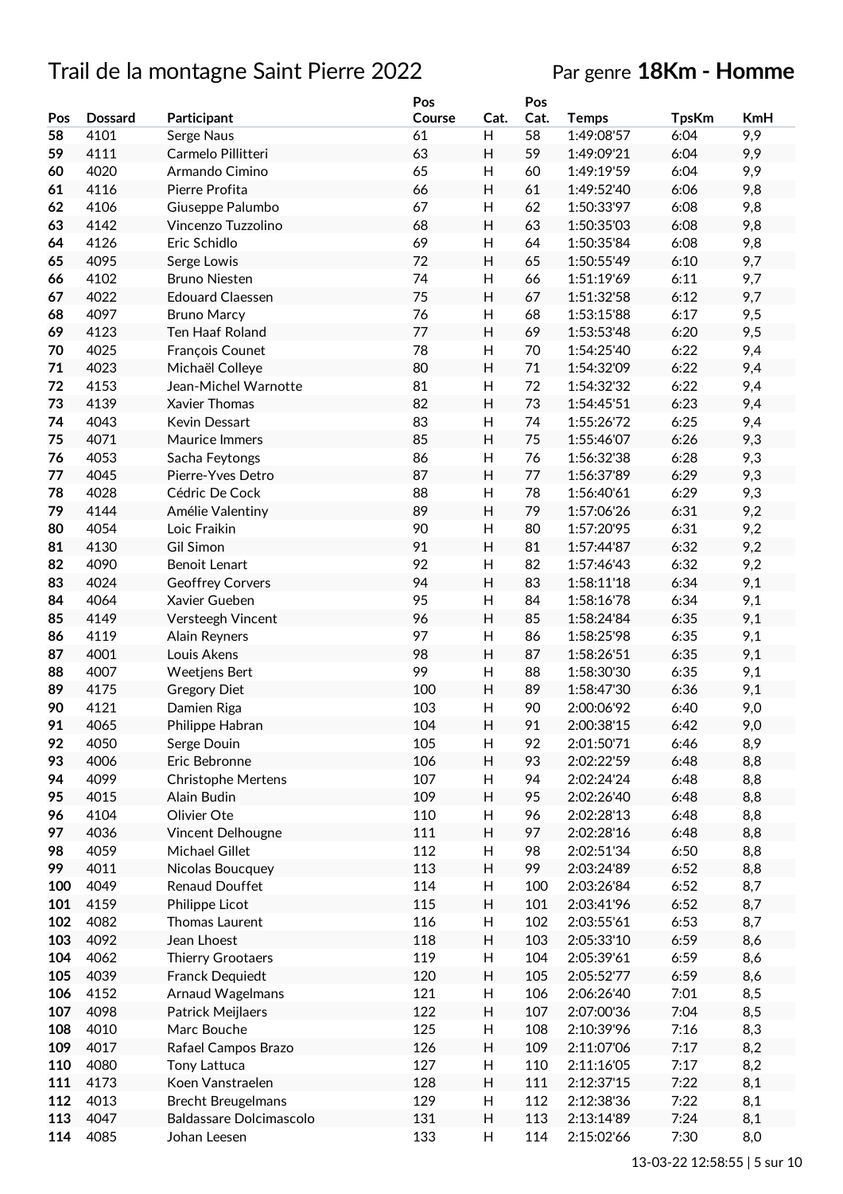# Trail de la montagne Saint Pierre 2022

Par genre **18Km - Homme**

| Pos | Dossard | Participant | Pos Course | Cat. | Pos Cat. | Temps | TpsKm | KmH |
|---|---|---|---|---|---|---|---|---|
| 58 | 4101 | Serge Naus | 61 | H | 58 | 1:49:08'57 | 6:04 | 9,9 |
| 59 | 4111 | Carmelo Pillitteri | 63 | H | 59 | 1:49:09'21 | 6:04 | 9,9 |
| 60 | 4020 | Armando Cimino | 65 | H | 60 | 1:49:19'59 | 6:04 | 9,9 |
| 61 | 4116 | Pierre Profita | 66 | H | 61 | 1:49:52'40 | 6:06 | 9,8 |
| 62 | 4106 | Giuseppe Palumbo | 67 | H | 62 | 1:50:33'97 | 6:08 | 9,8 |
| 63 | 4142 | Vincenzo Tuzzolino | 68 | H | 63 | 1:50:35'03 | 6:08 | 9,8 |
| 64 | 4126 | Eric Schidlo | 69 | H | 64 | 1:50:35'84 | 6:08 | 9,8 |
| 65 | 4095 | Serge Lowis | 72 | H | 65 | 1:50:55'49 | 6:10 | 9,7 |
| 66 | 4102 | Bruno Niesten | 74 | H | 66 | 1:51:19'69 | 6:11 | 9,7 |
| 67 | 4022 | Edouard Claessen | 75 | H | 67 | 1:51:32'58 | 6:12 | 9,7 |
| 68 | 4097 | Bruno Marcy | 76 | H | 68 | 1:53:15'88 | 6:17 | 9,5 |
| 69 | 4123 | Ten Haaf Roland | 77 | H | 69 | 1:53:53'48 | 6:20 | 9,5 |
| 70 | 4025 | François Counet | 78 | H | 70 | 1:54:25'40 | 6:22 | 9,4 |
| 71 | 4023 | Michaël Colleye | 80 | H | 71 | 1:54:32'09 | 6:22 | 9,4 |
| 72 | 4153 | Jean-Michel Warnotte | 81 | H | 72 | 1:54:32'32 | 6:22 | 9,4 |
| 73 | 4139 | Xavier Thomas | 82 | H | 73 | 1:54:45'51 | 6:23 | 9,4 |
| 74 | 4043 | Kevin Dessart | 83 | H | 74 | 1:55:26'72 | 6:25 | 9,4 |
| 75 | 4071 | Maurice Immers | 85 | H | 75 | 1:55:46'07 | 6:26 | 9,3 |
| 76 | 4053 | Sacha Feytongs | 86 | H | 76 | 1:56:32'38 | 6:28 | 9,3 |
| 77 | 4045 | Pierre-Yves Detro | 87 | H | 77 | 1:56:37'89 | 6:29 | 9,3 |
| 78 | 4028 | Cédric De Cock | 88 | H | 78 | 1:56:40'61 | 6:29 | 9,3 |
| 79 | 4144 | Amélie Valentiny | 89 | H | 79 | 1:57:06'26 | 6:31 | 9,2 |
| 80 | 4054 | Loic Fraikin | 90 | H | 80 | 1:57:20'95 | 6:31 | 9,2 |
| 81 | 4130 | Gil Simon | 91 | H | 81 | 1:57:44'87 | 6:32 | 9,2 |
| 82 | 4090 | Benoit Lenart | 92 | H | 82 | 1:57:46'43 | 6:32 | 9,2 |
| 83 | 4024 | Geoffrey Corvers | 94 | H | 83 | 1:58:11'18 | 6:34 | 9,1 |
| 84 | 4064 | Xavier Gueben | 95 | H | 84 | 1:58:16'78 | 6:34 | 9,1 |
| 85 | 4149 | Versteegh Vincent | 96 | H | 85 | 1:58:24'84 | 6:35 | 9,1 |
| 86 | 4119 | Alain Reyners | 97 | H | 86 | 1:58:25'98 | 6:35 | 9,1 |
| 87 | 4001 | Louis Akens | 98 | H | 87 | 1:58:26'51 | 6:35 | 9,1 |
| 88 | 4007 | Weetjens Bert | 99 | H | 88 | 1:58:30'30 | 6:35 | 9,1 |
| 89 | 4175 | Gregory Diet | 100 | H | 89 | 1:58:47'30 | 6:36 | 9,1 |
| 90 | 4121 | Damien Riga | 103 | H | 90 | 2:00:06'92 | 6:40 | 9,0 |
| 91 | 4065 | Philippe Habran | 104 | H | 91 | 2:00:38'15 | 6:42 | 9,0 |
| 92 | 4050 | Serge Douin | 105 | H | 92 | 2:01:50'71 | 6:46 | 8,9 |
| 93 | 4006 | Eric Bebronne | 106 | H | 93 | 2:02:22'59 | 6:48 | 8,8 |
| 94 | 4099 | Christophe Mertens | 107 | H | 94 | 2:02:24'24 | 6:48 | 8,8 |
| 95 | 4015 | Alain Budin | 109 | H | 95 | 2:02:26'40 | 6:48 | 8,8 |
| 96 | 4104 | Olivier Ote | 110 | H | 96 | 2:02:28'13 | 6:48 | 8,8 |
| 97 | 4036 | Vincent Delhougne | 111 | H | 97 | 2:02:28'16 | 6:48 | 8,8 |
| 98 | 4059 | Michael Gillet | 112 | H | 98 | 2:02:51'34 | 6:50 | 8,8 |
| 99 | 4011 | Nicolas Boucquey | 113 | H | 99 | 2:03:24'89 | 6:52 | 8,8 |
| 100 | 4049 | Renaud Douffet | 114 | H | 100 | 2:03:26'84 | 6:52 | 8,7 |
| 101 | 4159 | Philippe Licot | 115 | H | 101 | 2:03:41'96 | 6:52 | 8,7 |
| 102 | 4082 | Thomas Laurent | 116 | H | 102 | 2:03:55'61 | 6:53 | 8,7 |
| 103 | 4092 | Jean Lhoest | 118 | H | 103 | 2:05:33'10 | 6:59 | 8,6 |
| 104 | 4062 | Thierry Grootaers | 119 | H | 104 | 2:05:39'61 | 6:59 | 8,6 |
| 105 | 4039 | Franck Dequiedt | 120 | H | 105 | 2:05:52'77 | 6:59 | 8,6 |
| 106 | 4152 | Arnaud Wagelmans | 121 | H | 106 | 2:06:26'40 | 7:01 | 8,5 |
| 107 | 4098 | Patrick Meijlaers | 122 | H | 107 | 2:07:00'36 | 7:04 | 8,5 |
| 108 | 4010 | Marc Bouche | 125 | H | 108 | 2:10:39'96 | 7:16 | 8,3 |
| 109 | 4017 | Rafael Campos Brazo | 126 | H | 109 | 2:11:07'06 | 7:17 | 8,2 |
| 110 | 4080 | Tony Lattuca | 127 | H | 110 | 2:11:16'05 | 7:17 | 8,2 |
| 111 | 4173 | Koen Vanstraelen | 128 | H | 111 | 2:12:37'15 | 7:22 | 8,1 |
| 112 | 4013 | Brecht Breugelmans | 129 | H | 112 | 2:12:38'36 | 7:22 | 8,1 |
| 113 | 4047 | Baldassare Dolcimascolo | 131 | H | 113 | 2:13:14'89 | 7:24 | 8,1 |
| 114 | 4085 | Johan Leesen | 133 | H | 114 | 2:15:02'66 | 7:30 | 8,0 |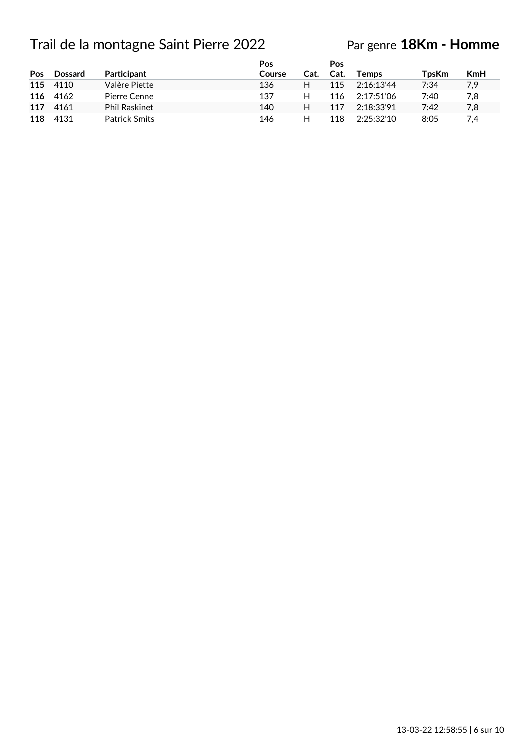# Trail de la montagne Saint Pierre 2022

Par genre **18Km - Homme**

| Pos | Dossard | Participant | Pos Course | Cat. | Pos Cat. | Temps | TpsKm | KmH |
|---|---|---|---|---|---|---|---|---|
| **115** | 4110 | Valère Piette | 136 | H | 115 | 2:16:13'44 | 7:34 | 7,9 |
| **116** | 4162 | Pierre Cenne | 137 | H | 116 | 2:17:51'06 | 7:40 | 7,8 |
| **117** | 4161 | Phil Raskinet | 140 | H | 117 | 2:18:33'91 | 7:42 | 7,8 |
| **118** | 4131 | Patrick Smits | 146 | H | 118 | 2:25:32'10 | 8:05 | 7,4 |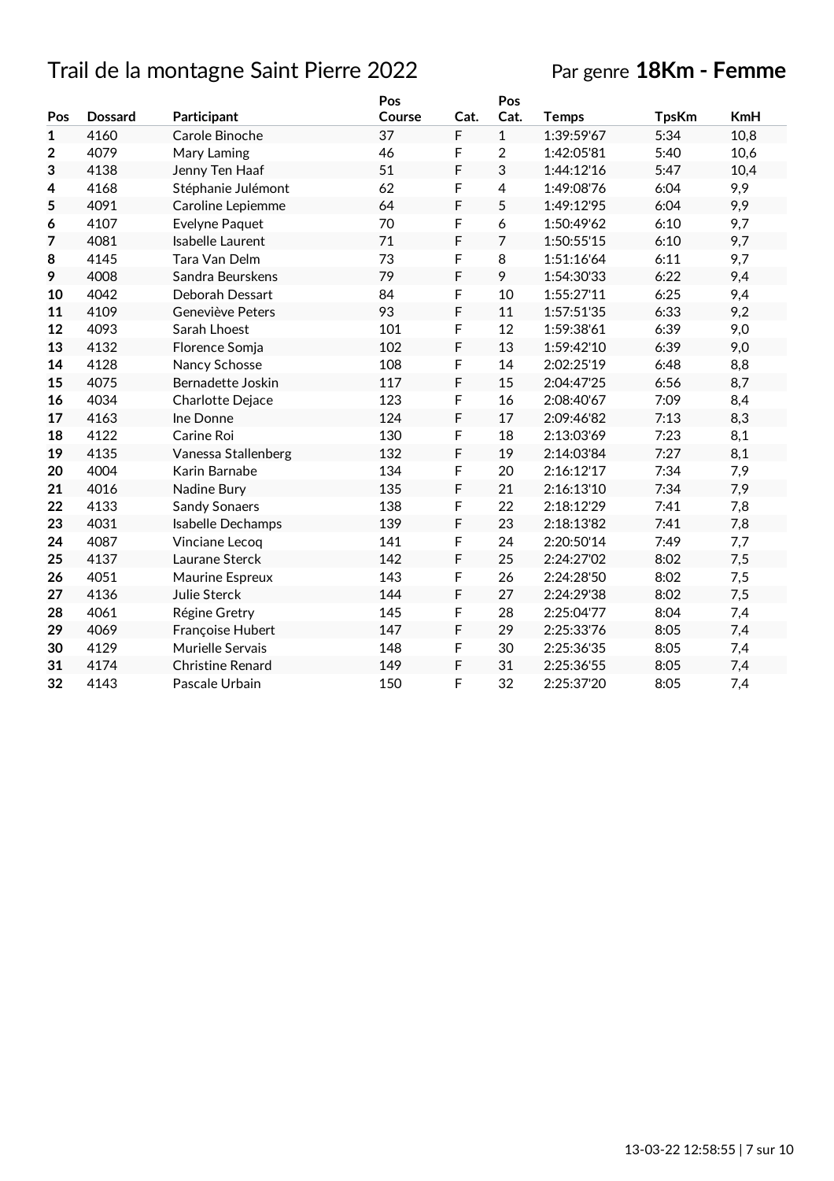# Trail de la montagne Saint Pierre 2022

Par genre **18Km - Femme**

| Pos | Dossard | Participant | Pos Course | Cat. | Pos Cat. | Temps | TpsKm | KmH |
|---|---|---|---|---|---|---|---|---|
| **1** | 4160 | Carole Binoche | 37 | F | 1 | 1:39:59'67 | 5:34 | 10,8 |
| **2** | 4079 | Mary Laming | 46 | F | 2 | 1:42:05'81 | 5:40 | 10,6 |
| **3** | 4138 | Jenny Ten Haaf | 51 | F | 3 | 1:44:12'16 | 5:47 | 10,4 |
| **4** | 4168 | Stéphanie Julémont | 62 | F | 4 | 1:49:08'76 | 6:04 | 9,9 |
| **5** | 4091 | Caroline Lepiemme | 64 | F | 5 | 1:49:12'95 | 6:04 | 9,9 |
| **6** | 4107 | Evelyne Paquet | 70 | F | 6 | 1:50:49'62 | 6:10 | 9,7 |
| **7** | 4081 | Isabelle Laurent | 71 | F | 7 | 1:50:55'15 | 6:10 | 9,7 |
| **8** | 4145 | Tara Van Delm | 73 | F | 8 | 1:51:16'64 | 6:11 | 9,7 |
| **9** | 4008 | Sandra Beurskens | 79 | F | 9 | 1:54:30'33 | 6:22 | 9,4 |
| **10** | 4042 | Deborah Dessart | 84 | F | 10 | 1:55:27'11 | 6:25 | 9,4 |
| **11** | 4109 | Geneviève Peters | 93 | F | 11 | 1:57:51'35 | 6:33 | 9,2 |
| **12** | 4093 | Sarah Lhoest | 101 | F | 12 | 1:59:38'61 | 6:39 | 9,0 |
| **13** | 4132 | Florence Somja | 102 | F | 13 | 1:59:42'10 | 6:39 | 9,0 |
| **14** | 4128 | Nancy Schosse | 108 | F | 14 | 2:02:25'19 | 6:48 | 8,8 |
| **15** | 4075 | Bernadette Joskin | 117 | F | 15 | 2:04:47'25 | 6:56 | 8,7 |
| **16** | 4034 | Charlotte Dejace | 123 | F | 16 | 2:08:40'67 | 7:09 | 8,4 |
| **17** | 4163 | Ine Donne | 124 | F | 17 | 2:09:46'82 | 7:13 | 8,3 |
| **18** | 4122 | Carine Roi | 130 | F | 18 | 2:13:03'69 | 7:23 | 8,1 |
| **19** | 4135 | Vanessa Stallenberg | 132 | F | 19 | 2:14:03'84 | 7:27 | 8,1 |
| **20** | 4004 | Karin Barnabe | 134 | F | 20 | 2:16:12'17 | 7:34 | 7,9 |
| **21** | 4016 | Nadine Bury | 135 | F | 21 | 2:16:13'10 | 7:34 | 7,9 |
| **22** | 4133 | Sandy Sonaers | 138 | F | 22 | 2:18:12'29 | 7:41 | 7,8 |
| **23** | 4031 | Isabelle Dechamps | 139 | F | 23 | 2:18:13'82 | 7:41 | 7,8 |
| **24** | 4087 | Vinciane Lecoq | 141 | F | 24 | 2:20:50'14 | 7:49 | 7,7 |
| **25** | 4137 | Laurane Sterck | 142 | F | 25 | 2:24:27'02 | 8:02 | 7,5 |
| **26** | 4051 | Maurine Espreux | 143 | F | 26 | 2:24:28'50 | 8:02 | 7,5 |
| **27** | 4136 | Julie Sterck | 144 | F | 27 | 2:24:29'38 | 8:02 | 7,5 |
| **28** | 4061 | Régine Gretry | 145 | F | 28 | 2:25:04'77 | 8:04 | 7,4 |
| **29** | 4069 | Françoise Hubert | 147 | F | 29 | 2:25:33'76 | 8:05 | 7,4 |
| **30** | 4129 | Murielle Servais | 148 | F | 30 | 2:25:36'35 | 8:05 | 7,4 |
| **31** | 4174 | Christine Renard | 149 | F | 31 | 2:25:36'55 | 8:05 | 7,4 |
| **32** | 4143 | Pascale Urbain | 150 | F | 32 | 2:25:37'20 | 8:05 | 7,4 |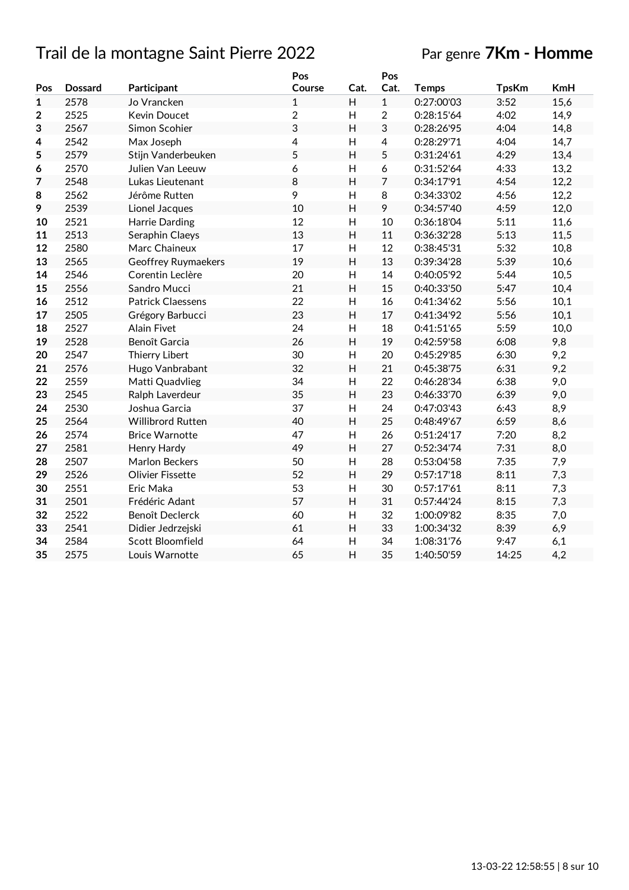# Trail de la montagne Saint Pierre 2022

Par genre **7Km - Homme**

| Pos | Dossard | Participant | Pos Course | Cat. | Pos Cat. | Temps | TpsKm | KmH |
|---|---|---|---|---|---|---|---|---|
| 1 | 2578 | Jo Vrancken | 1 | H | 1 | 0:27:00'03 | 3:52 | 15,6 |
| 2 | 2525 | Kevin Doucet | 2 | H | 2 | 0:28:15'64 | 4:02 | 14,9 |
| 3 | 2567 | Simon Scohier | 3 | H | 3 | 0:28:26'95 | 4:04 | 14,8 |
| 4 | 2542 | Max Joseph | 4 | H | 4 | 0:28:29'71 | 4:04 | 14,7 |
| 5 | 2579 | Stijn Vanderbeuken | 5 | H | 5 | 0:31:24'61 | 4:29 | 13,4 |
| 6 | 2570 | Julien Van Leeuw | 6 | H | 6 | 0:31:52'64 | 4:33 | 13,2 |
| 7 | 2548 | Lukas Lieutenant | 8 | H | 7 | 0:34:17'91 | 4:54 | 12,2 |
| 8 | 2562 | Jérôme Rutten | 9 | H | 8 | 0:34:33'02 | 4:56 | 12,2 |
| 9 | 2539 | Lionel Jacques | 10 | H | 9 | 0:34:57'40 | 4:59 | 12,0 |
| 10 | 2521 | Harrie Darding | 12 | H | 10 | 0:36:18'04 | 5:11 | 11,6 |
| 11 | 2513 | Seraphin Claeys | 13 | H | 11 | 0:36:32'28 | 5:13 | 11,5 |
| 12 | 2580 | Marc Chaineux | 17 | H | 12 | 0:38:45'31 | 5:32 | 10,8 |
| 13 | 2565 | Geoffrey Ruymaekers | 19 | H | 13 | 0:39:34'28 | 5:39 | 10,6 |
| 14 | 2546 | Corentin Leclère | 20 | H | 14 | 0:40:05'92 | 5:44 | 10,5 |
| 15 | 2556 | Sandro Mucci | 21 | H | 15 | 0:40:33'50 | 5:47 | 10,4 |
| 16 | 2512 | Patrick Claessens | 22 | H | 16 | 0:41:34'62 | 5:56 | 10,1 |
| 17 | 2505 | Grégory Barbucci | 23 | H | 17 | 0:41:34'92 | 5:56 | 10,1 |
| 18 | 2527 | Alain Fivet | 24 | H | 18 | 0:41:51'65 | 5:59 | 10,0 |
| 19 | 2528 | Benoît Garcia | 26 | H | 19 | 0:42:59'58 | 6:08 | 9,8 |
| 20 | 2547 | Thierry Libert | 30 | H | 20 | 0:45:29'85 | 6:30 | 9,2 |
| 21 | 2576 | Hugo Vanbrabant | 32 | H | 21 | 0:45:38'75 | 6:31 | 9,2 |
| 22 | 2559 | Matti Quadvlieg | 34 | H | 22 | 0:46:28'34 | 6:38 | 9,0 |
| 23 | 2545 | Ralph Laverdeur | 35 | H | 23 | 0:46:33'70 | 6:39 | 9,0 |
| 24 | 2530 | Joshua Garcia | 37 | H | 24 | 0:47:03'43 | 6:43 | 8,9 |
| 25 | 2564 | Willibrord Rutten | 40 | H | 25 | 0:48:49'67 | 6:59 | 8,6 |
| 26 | 2574 | Brice Warnotte | 47 | H | 26 | 0:51:24'17 | 7:20 | 8,2 |
| 27 | 2581 | Henry Hardy | 49 | H | 27 | 0:52:34'74 | 7:31 | 8,0 |
| 28 | 2507 | Marlon Beckers | 50 | H | 28 | 0:53:04'58 | 7:35 | 7,9 |
| 29 | 2526 | Olivier Fissette | 52 | H | 29 | 0:57:17'18 | 8:11 | 7,3 |
| 30 | 2551 | Eric Maka | 53 | H | 30 | 0:57:17'61 | 8:11 | 7,3 |
| 31 | 2501 | Frédéric Adant | 57 | H | 31 | 0:57:44'24 | 8:15 | 7,3 |
| 32 | 2522 | Benoît Declerck | 60 | H | 32 | 1:00:09'82 | 8:35 | 7,0 |
| 33 | 2541 | Didier Jedrzejski | 61 | H | 33 | 1:00:34'32 | 8:39 | 6,9 |
| 34 | 2584 | Scott Bloomfield | 64 | H | 34 | 1:08:31'76 | 9:47 | 6,1 |
| 35 | 2575 | Louis Warnotte | 65 | H | 35 | 1:40:50'59 | 14:25 | 4,2 |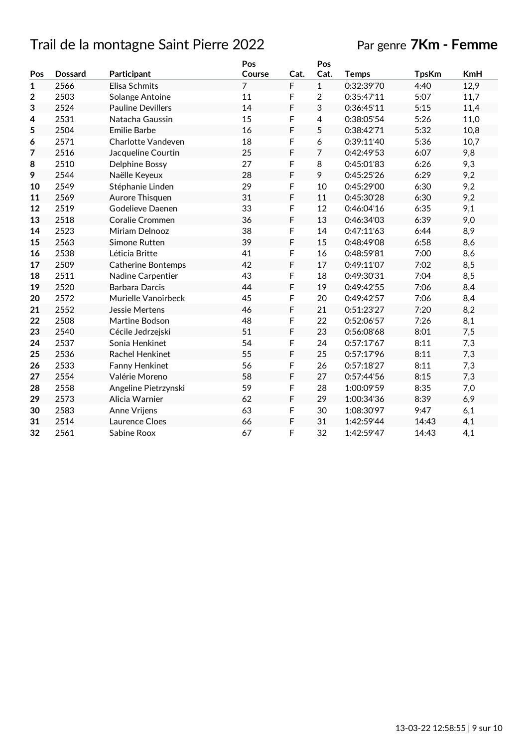# Trail de la montagne Saint Pierre 2022

Par genre **7Km - Femme**

| Pos | Dossard | Participant | Pos Course | Cat. | Pos Cat. | Temps | TpsKm | KmH |
|---|---|---|---|---|---|---|---|---|
| **1** | 2566 | Elisa Schmits | 7 | F | 1 | 0:32:39'70 | 4:40 | 12,9 |
| **2** | 2503 | Solange Antoine | 11 | F | 2 | 0:35:47'11 | 5:07 | 11,7 |
| **3** | 2524 | Pauline Devillers | 14 | F | 3 | 0:36:45'11 | 5:15 | 11,4 |
| **4** | 2531 | Natacha Gaussin | 15 | F | 4 | 0:38:05'54 | 5:26 | 11,0 |
| **5** | 2504 | Emilie Barbe | 16 | F | 5 | 0:38:42'71 | 5:32 | 10,8 |
| **6** | 2571 | Charlotte Vandeven | 18 | F | 6 | 0:39:11'40 | 5:36 | 10,7 |
| **7** | 2516 | Jacqueline Courtin | 25 | F | 7 | 0:42:49'53 | 6:07 | 9,8 |
| **8** | 2510 | Delphine Bossy | 27 | F | 8 | 0:45:01'83 | 6:26 | 9,3 |
| **9** | 2544 | Naëlle Keyeux | 28 | F | 9 | 0:45:25'26 | 6:29 | 9,2 |
| **10** | 2549 | Stéphanie Linden | 29 | F | 10 | 0:45:29'00 | 6:30 | 9,2 |
| **11** | 2569 | Aurore Thisquen | 31 | F | 11 | 0:45:30'28 | 6:30 | 9,2 |
| **12** | 2519 | Godelieve Daenen | 33 | F | 12 | 0:46:04'16 | 6:35 | 9,1 |
| **13** | 2518 | Coralie Crommen | 36 | F | 13 | 0:46:34'03 | 6:39 | 9,0 |
| **14** | 2523 | Miriam Delnooz | 38 | F | 14 | 0:47:11'63 | 6:44 | 8,9 |
| **15** | 2563 | Simone Rutten | 39 | F | 15 | 0:48:49'08 | 6:58 | 8,6 |
| **16** | 2538 | Léticia Britte | 41 | F | 16 | 0:48:59'81 | 7:00 | 8,6 |
| **17** | 2509 | Catherine Bontemps | 42 | F | 17 | 0:49:11'07 | 7:02 | 8,5 |
| **18** | 2511 | Nadine Carpentier | 43 | F | 18 | 0:49:30'31 | 7:04 | 8,5 |
| **19** | 2520 | Barbara Darcis | 44 | F | 19 | 0:49:42'55 | 7:06 | 8,4 |
| **20** | 2572 | Murielle Vanoirbeck | 45 | F | 20 | 0:49:42'57 | 7:06 | 8,4 |
| **21** | 2552 | Jessie Mertens | 46 | F | 21 | 0:51:23'27 | 7:20 | 8,2 |
| **22** | 2508 | Martine Bodson | 48 | F | 22 | 0:52:06'57 | 7:26 | 8,1 |
| **23** | 2540 | Cécile Jedrzejski | 51 | F | 23 | 0:56:08'68 | 8:01 | 7,5 |
| **24** | 2537 | Sonia Henkinet | 54 | F | 24 | 0:57:17'67 | 8:11 | 7,3 |
| **25** | 2536 | Rachel Henkinet | 55 | F | 25 | 0:57:17'96 | 8:11 | 7,3 |
| **26** | 2533 | Fanny Henkinet | 56 | F | 26 | 0:57:18'27 | 8:11 | 7,3 |
| **27** | 2554 | Valérie Moreno | 58 | F | 27 | 0:57:44'56 | 8:15 | 7,3 |
| **28** | 2558 | Angeline Pietrzynski | 59 | F | 28 | 1:00:09'59 | 8:35 | 7,0 |
| **29** | 2573 | Alicia Warnier | 62 | F | 29 | 1:00:34'36 | 8:39 | 6,9 |
| **30** | 2583 | Anne Vrijens | 63 | F | 30 | 1:08:30'97 | 9:47 | 6,1 |
| **31** | 2514 | Laurence Cloes | 66 | F | 31 | 1:42:59'44 | 14:43 | 4,1 |
| **32** | 2561 | Sabine Roox | 67 | F | 32 | 1:42:59'47 | 14:43 | 4,1 |